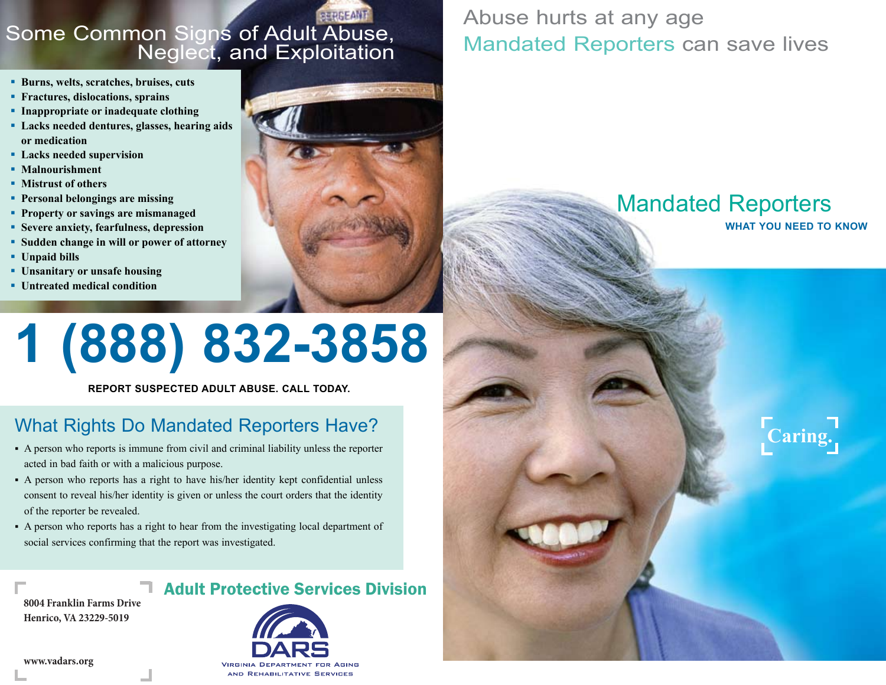## Some Common Signs of Adult Abuse, Neglect, and Exploitation

- **Burns, welts, scratches, bruises, cuts**
- **Fractures, dislocations, sprains**
- **Inappropriate or inadequate clothing**
- **Lacks needed dentures, glasses, hearing aids or medication**
- **Lacks needed supervision**
- **Malnourishment**
- **Mistrust of others**
- **Personal belongings are missing**
- **Property or savings are mismanaged**
- **Severe anxiety, fearfulness, depression**
- **Sudden change in will or power of attorney**
- **Unpaid bills**
- **Unsanitary or unsafe housing**
- **Untreated medical condition**

# 1 (888) 832-3858

**REPORT SUSPECTED ADULT ABUSE. CALL TODAY.**

## What Rights Do Mandated Reporters Have?

- A person who reports is immune from civil and criminal liability unless the reporter acted in bad faith or with a malicious purpose.
- A person who reports has a right to have his/her identity kept confidential unless consent to reveal his/her identity is given or unless the court orders that the identity of the reporter be revealed.
- A person who reports has a right to hear from the investigating local department of social services confirming that the report was investigated.

**Adult Protective Services Division**

8004 Franklin Farms Drive
Henrico, VA 23229-5019

www.vadars.org

DARS
Virginia Department for Aging and Rehabilitative Services

Abuse hurts at any age
Mandated Reporters can save lives

# Mandated Reporters

**WHAT YOU NEED TO KNOW**

Caring.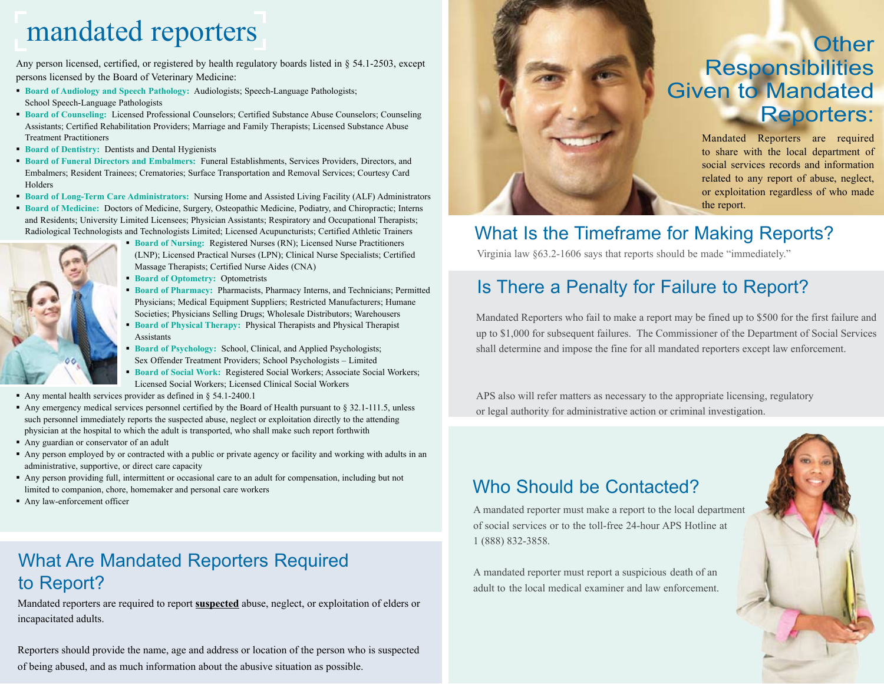# mandated reporters

Any person licensed, certified, or registered by health regulatory boards listed in § 54.1-2503, except persons licensed by the Board of Veterinary Medicine:

- **Board of Audiology and Speech Pathology:** Audiologists; Speech-Language Pathologists; School Speech-Language Pathologists
- **Board of Counseling:** Licensed Professional Counselors; Certified Substance Abuse Counselors; Counseling Assistants; Certified Rehabilitation Providers; Marriage and Family Therapists; Licensed Substance Abuse Treatment Practitioners
- **Board of Dentistry:** Dentists and Dental Hygienists
- **Board of Funeral Directors and Embalmers:** Funeral Establishments, Services Providers, Directors, and Embalmers; Resident Trainees; Crematories; Surface Transportation and Removal Services; Courtesy Card Holders
- **Board of Long-Term Care Administrators:** Nursing Home and Assisted Living Facility (ALF) Administrators
- **Board of Medicine:** Doctors of Medicine, Surgery, Osteopathic Medicine, Podiatry, and Chiropractic; Interns and Residents; University Limited Licensees; Physician Assistants; Respiratory and Occupational Therapists; Radiological Technologists and Technologists Limited; Licensed Acupuncturists; Certified Athletic Trainers
- **Board of Nursing:** Registered Nurses (RN); Licensed Nurse Practitioners (LNP); Licensed Practical Nurses (LPN); Clinical Nurse Specialists; Certified Massage Therapists; Certified Nurse Aides (CNA)
- **Board of Optometry:** Optometrists
- **Board of Pharmacy:** Pharmacists, Pharmacy Interns, and Technicians; Permitted Physicians; Medical Equipment Suppliers; Restricted Manufacturers; Humane Societies; Physicians Selling Drugs; Wholesale Distributors; Warehousers
- **Board of Physical Therapy:** Physical Therapists and Physical Therapist Assistants
- **Board of Psychology:** School, Clinical, and Applied Psychologists; Sex Offender Treatment Providers; School Psychologists – Limited
- **Board of Social Work:** Registered Social Workers; Associate Social Workers; Licensed Social Workers; Licensed Clinical Social Workers
- Any mental health services provider as defined in § 54.1-2400.1
- Any emergency medical services personnel certified by the Board of Health pursuant to § 32.1-111.5, unless such personnel immediately reports the suspected abuse, neglect or exploitation directly to the attending physician at the hospital to which the adult is transported, who shall make such report forthwith
- Any guardian or conservator of an adult
- Any person employed by or contracted with a public or private agency or facility and working with adults in an administrative, supportive, or direct care capacity
- Any person providing full, intermittent or occasional care to an adult for compensation, including but not limited to companion, chore, homemaker and personal care workers
- Any law-enforcement officer

## What Are Mandated Reporters Required to Report?

Mandated reporters are required to report **suspected** abuse, neglect, or exploitation of elders or incapacitated adults.

Reporters should provide the name, age and address or location of the person who is suspected of being abused, and as much information about the abusive situation as possible.

## Other Responsibilities Given to Mandated Reporters:

Mandated Reporters are required to share with the local department of social services records and information related to any report of abuse, neglect, or exploitation regardless of who made the report.

## What Is the Timeframe for Making Reports?

Virginia law §63.2-1606 says that reports should be made "immediately."

## Is There a Penalty for Failure to Report?

Mandated Reporters who fail to make a report may be fined up to $500 for the first failure and up to $1,000 for subsequent failures. The Commissioner of the Department of Social Services shall determine and impose the fine for all mandated reporters except law enforcement.

APS also will refer matters as necessary to the appropriate licensing, regulatory or legal authority for administrative action or criminal investigation.

## Who Should be Contacted?

A mandated reporter must make a report to the local department of social services or to the toll-free 24-hour APS Hotline at 1 (888) 832-3858.

A mandated reporter must report a suspicious death of an adult to the local medical examiner and law enforcement.